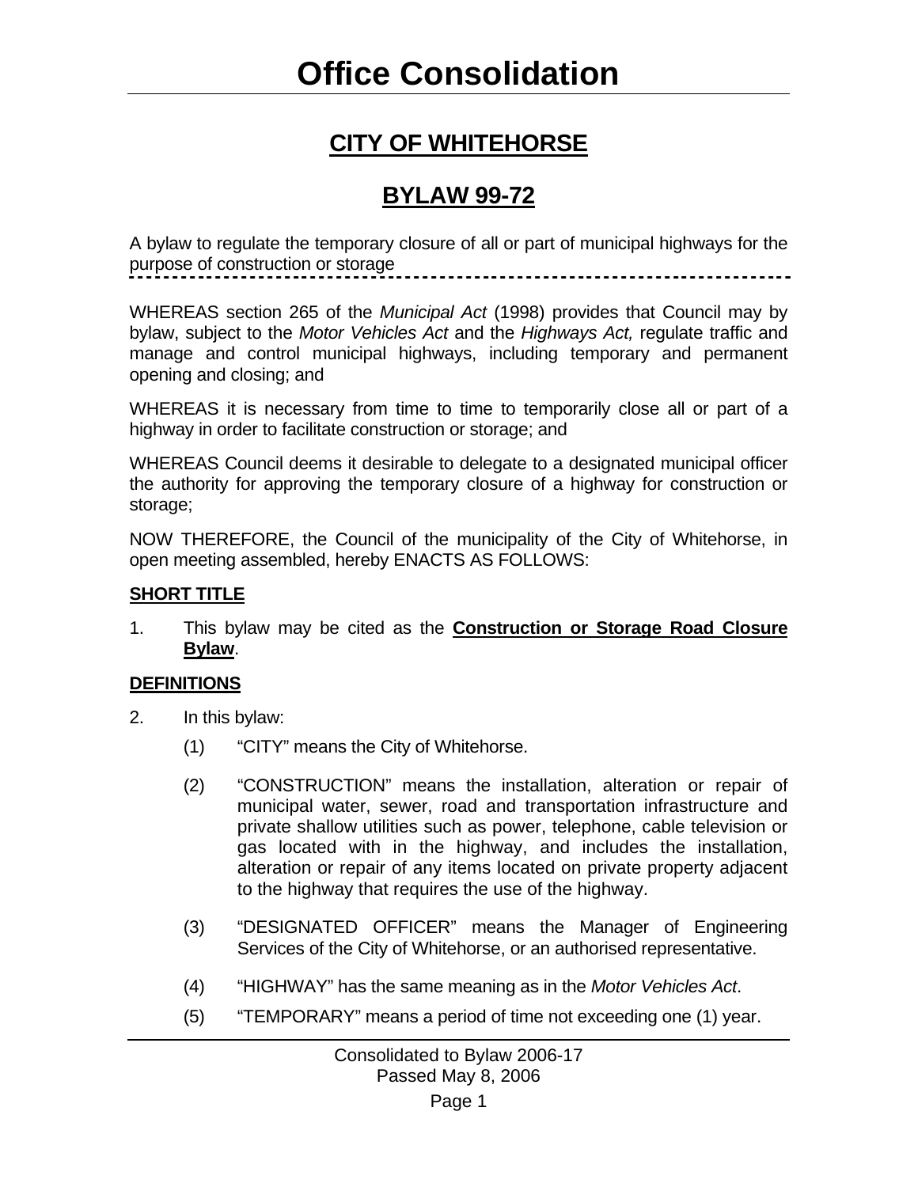# Office Consolidation

## CITY OF WHITEHORSE

## BYLAW 99-72

A bylaw to regulate the temporary closure of all or part of municipal highways for the purpose of construction or storage

---

WHEREAS section 265 of the *Municipal Act* (1998) provides that Council may by bylaw, subject to the *Motor Vehicles Act* and the *Highways Act,* regulate traffic and manage and control municipal highways, including temporary and permanent opening and closing; and

WHEREAS it is necessary from time to time to temporarily close all or part of a highway in order to facilitate construction or storage; and

WHEREAS Council deems it desirable to delegate to a designated municipal officer the authority for approving the temporary closure of a highway for construction or storage;

NOW THEREFORE, the Council of the municipality of the City of Whitehorse, in open meeting assembled, hereby ENACTS AS FOLLOWS:

**SHORT TITLE**

1. This bylaw may be cited as the **Construction or Storage Road Closure Bylaw**.

**DEFINITIONS**

2. In this bylaw:

   (1) "CITY" means the City of Whitehorse.

   (2) "CONSTRUCTION" means the installation, alteration or repair of municipal water, sewer, road and transportation infrastructure and private shallow utilities such as power, telephone, cable television or gas located with in the highway, and includes the installation, alteration or repair of any items located on private property adjacent to the highway that requires the use of the highway.

   (3) "DESIGNATED OFFICER" means the Manager of Engineering Services of the City of Whitehorse, or an authorised representative.

   (4) "HIGHWAY" has the same meaning as in the *Motor Vehicles Act*.

   (5) "TEMPORARY" means a period of time not exceeding one (1) year.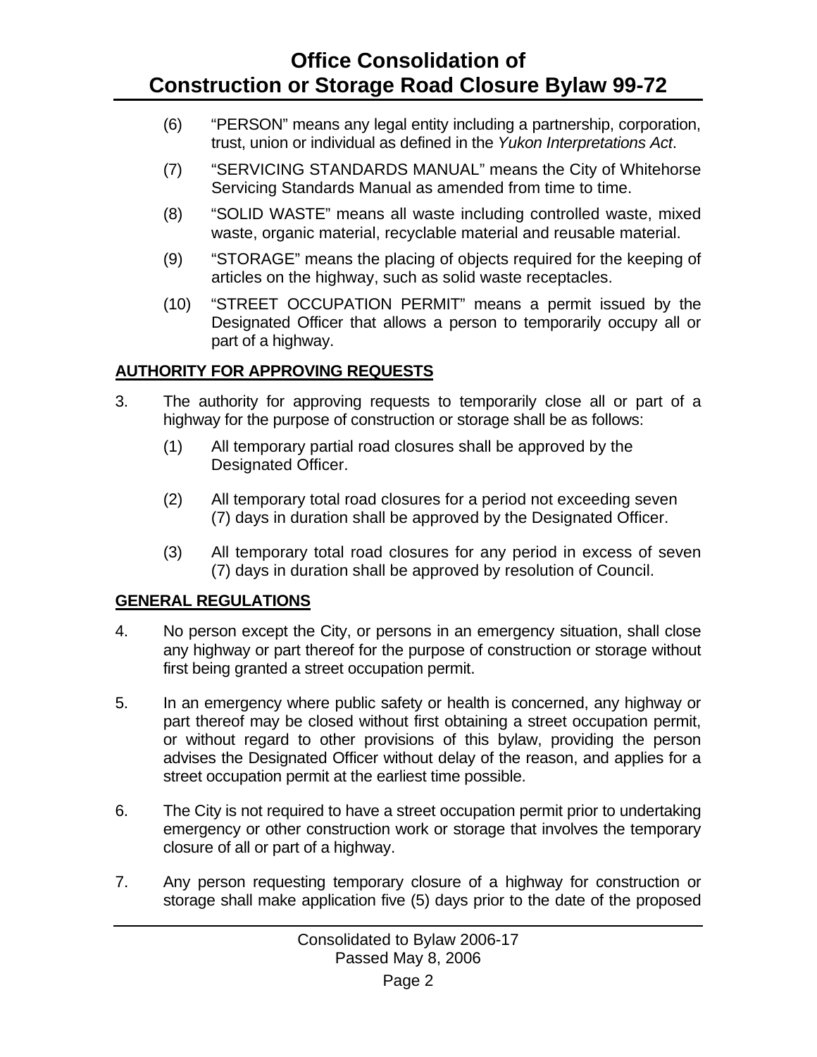(6) "PERSON" means any legal entity including a partnership, corporation, trust, union or individual as defined in the *Yukon Interpretations Act*.

(7) "SERVICING STANDARDS MANUAL" means the City of Whitehorse Servicing Standards Manual as amended from time to time.

(8) "SOLID WASTE" means all waste including controlled waste, mixed waste, organic material, recyclable material and reusable material.

(9) "STORAGE" means the placing of objects required for the keeping of articles on the highway, such as solid waste receptacles.

(10) "STREET OCCUPATION PERMIT" means a permit issued by the Designated Officer that allows a person to temporarily occupy all or part of a highway.

**AUTHORITY FOR APPROVING REQUESTS**

3. The authority for approving requests to temporarily close all or part of a highway for the purpose of construction or storage shall be as follows:

   (1) All temporary partial road closures shall be approved by the Designated Officer.

   (2) All temporary total road closures for a period not exceeding seven (7) days in duration shall be approved by the Designated Officer.

   (3) All temporary total road closures for any period in excess of seven (7) days in duration shall be approved by resolution of Council.

**GENERAL REGULATIONS**

4. No person except the City, or persons in an emergency situation, shall close any highway or part thereof for the purpose of construction or storage without first being granted a street occupation permit.

5. In an emergency where public safety or health is concerned, any highway or part thereof may be closed without first obtaining a street occupation permit, or without regard to other provisions of this bylaw, providing the person advises the Designated Officer without delay of the reason, and applies for a street occupation permit at the earliest time possible.

6. The City is not required to have a street occupation permit prior to undertaking emergency or other construction work or storage that involves the temporary closure of all or part of a highway.

7. Any person requesting temporary closure of a highway for construction or storage shall make application five (5) days prior to the date of the proposed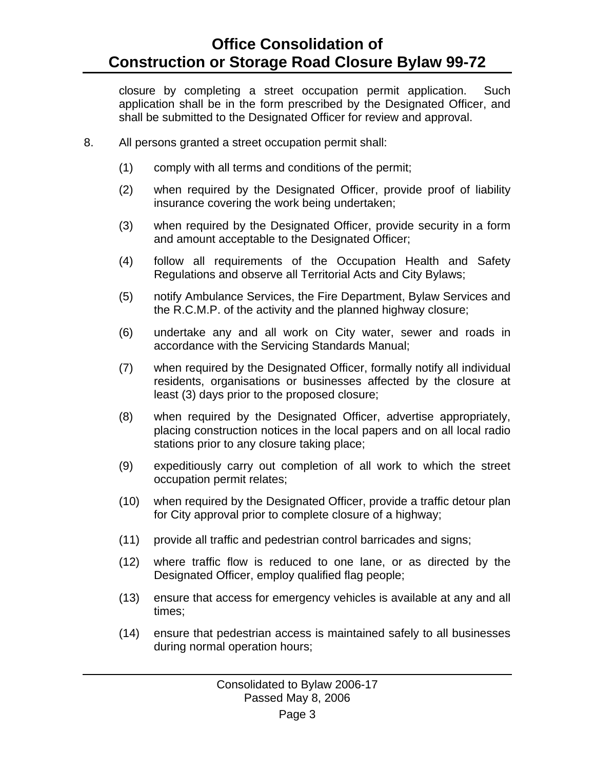closure by completing a street occupation permit application. Such application shall be in the form prescribed by the Designated Officer, and shall be submitted to the Designated Officer for review and approval.

8. All persons granted a street occupation permit shall:

   (1) comply with all terms and conditions of the permit;

   (2) when required by the Designated Officer, provide proof of liability insurance covering the work being undertaken;

   (3) when required by the Designated Officer, provide security in a form and amount acceptable to the Designated Officer;

   (4) follow all requirements of the Occupation Health and Safety Regulations and observe all Territorial Acts and City Bylaws;

   (5) notify Ambulance Services, the Fire Department, Bylaw Services and the R.C.M.P. of the activity and the planned highway closure;

   (6) undertake any and all work on City water, sewer and roads in accordance with the Servicing Standards Manual;

   (7) when required by the Designated Officer, formally notify all individual residents, organisations or businesses affected by the closure at least (3) days prior to the proposed closure;

   (8) when required by the Designated Officer, advertise appropriately, placing construction notices in the local papers and on all local radio stations prior to any closure taking place;

   (9) expeditiously carry out completion of all work to which the street occupation permit relates;

   (10) when required by the Designated Officer, provide a traffic detour plan for City approval prior to complete closure of a highway;

   (11) provide all traffic and pedestrian control barricades and signs;

   (12) where traffic flow is reduced to one lane, or as directed by the Designated Officer, employ qualified flag people;

   (13) ensure that access for emergency vehicles is available at any and all times;

   (14) ensure that pedestrian access is maintained safely to all businesses during normal operation hours;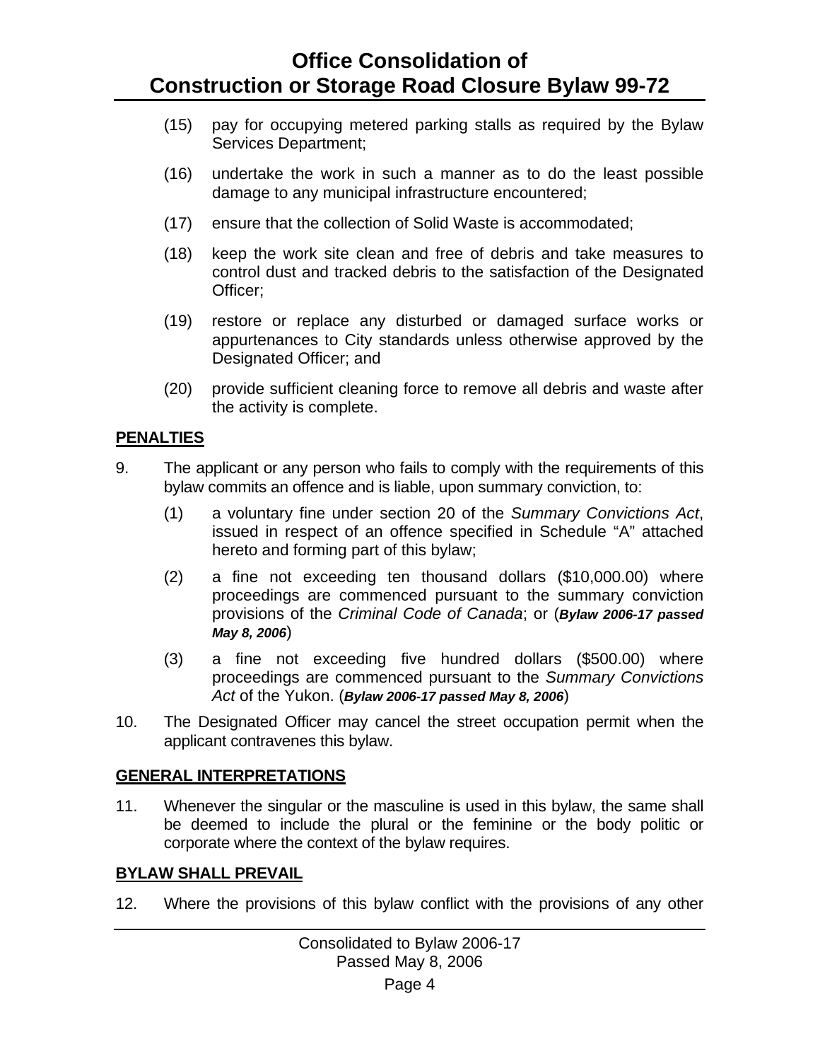(15) pay for occupying metered parking stalls as required by the Bylaw Services Department;

(16) undertake the work in such a manner as to do the least possible damage to any municipal infrastructure encountered;

(17) ensure that the collection of Solid Waste is accommodated;

(18) keep the work site clean and free of debris and take measures to control dust and tracked debris to the satisfaction of the Designated Officer;

(19) restore or replace any disturbed or damaged surface works or appurtenances to City standards unless otherwise approved by the Designated Officer; and

(20) provide sufficient cleaning force to remove all debris and waste after the activity is complete.

**PENALTIES**

9. The applicant or any person who fails to comply with the requirements of this bylaw commits an offence and is liable, upon summary conviction, to:

   (1) a voluntary fine under section 20 of the *Summary Convictions Act*, issued in respect of an offence specified in Schedule "A" attached hereto and forming part of this bylaw;

   (2) a fine not exceeding ten thousand dollars ($10,000.00) where proceedings are commenced pursuant to the summary conviction provisions of the *Criminal Code of Canada*; or (***Bylaw 2006-17 passed May 8, 2006***)

   (3) a fine not exceeding five hundred dollars ($500.00) where proceedings are commenced pursuant to the *Summary Convictions Act* of the Yukon. (***Bylaw 2006-17 passed May 8, 2006***)

10. The Designated Officer may cancel the street occupation permit when the applicant contravenes this bylaw.

**GENERAL INTERPRETATIONS**

11. Whenever the singular or the masculine is used in this bylaw, the same shall be deemed to include the plural or the feminine or the body politic or corporate where the context of the bylaw requires.

**BYLAW SHALL PREVAIL**

12. Where the provisions of this bylaw conflict with the provisions of any other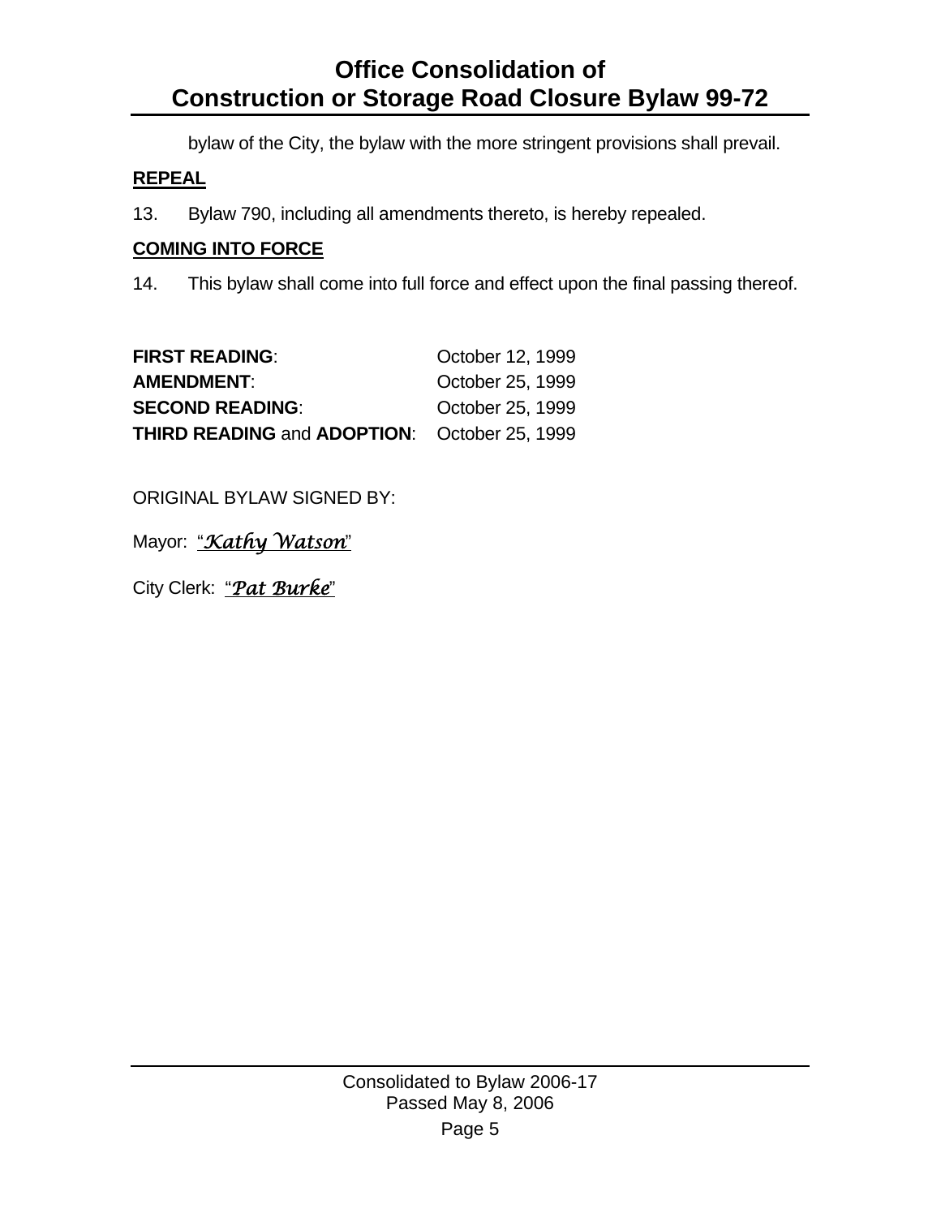bylaw of the City, the bylaw with the more stringent provisions shall prevail.

## REPEAL

13. Bylaw 790, including all amendments thereto, is hereby repealed.

## COMING INTO FORCE

14. This bylaw shall come into full force and effect upon the final passing thereof.

| | |
|---|---|
| **FIRST READING**: | October 12, 1999 |
| **AMENDMENT**: | October 25, 1999 |
| **SECOND READING**: | October 25, 1999 |
| **THIRD READING** and **ADOPTION**: | October 25, 1999 |

ORIGINAL BYLAW SIGNED BY:

Mayor: "*Kathy Watson*"

City Clerk: "*Pat Burke*"

Consolidated to Bylaw 2006-17
Passed May 8, 2006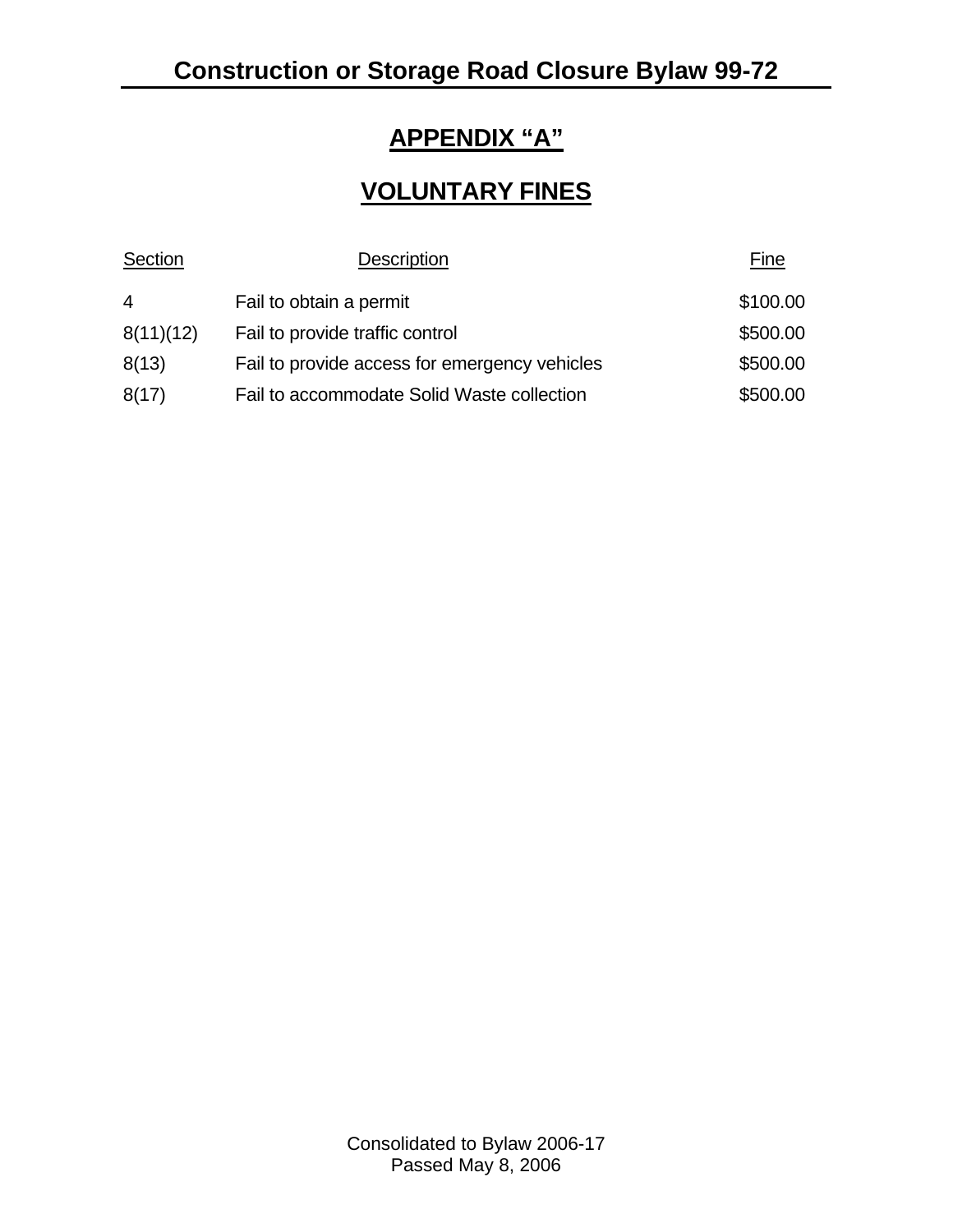## APPENDIX "A"

## VOLUNTARY FINES

| Section | Description | Fine |
|---|---|---|
| 4 | Fail to obtain a permit | $100.00 |
| 8(11)(12) | Fail to provide traffic control | $500.00 |
| 8(13) | Fail to provide access for emergency vehicles | $500.00 |
| 8(17) | Fail to accommodate Solid Waste collection | $500.00 |